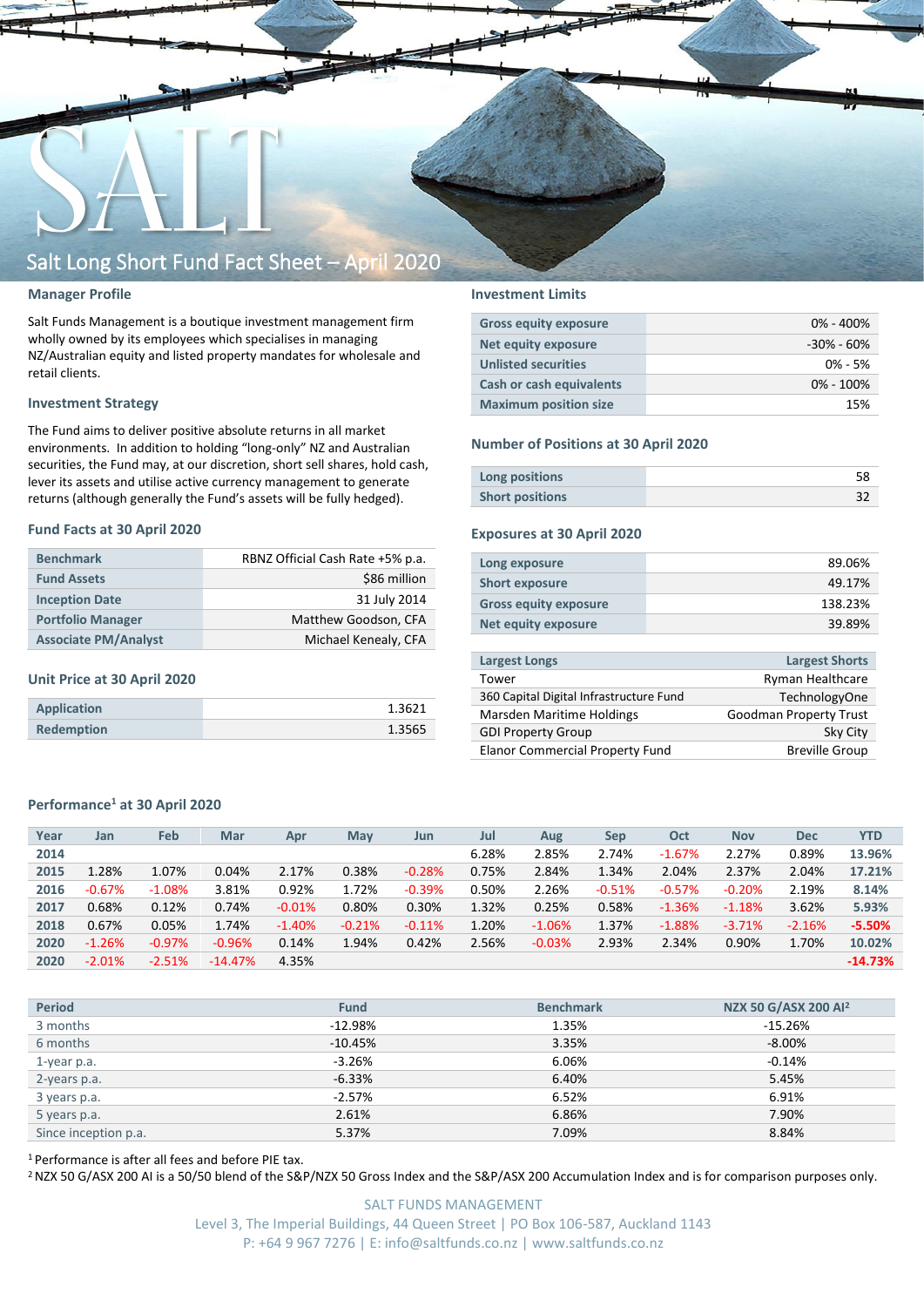# SALT

## Salt Long Short Fund Fact Sheet – April 2020

### Manager Profile

Salt Funds Management is a boutique investment management firm wholly owned by its employees which specialises in managing NZ/Australian equity and listed property mandates for wholesale and retail clients.

### Investment Strategy

The Fund aims to deliver positive absolute returns in all market environments. In addition to holding "long-only" NZ and Australian securities, the Fund may, at our discretion, short sell shares, hold cash, lever its assets and utilise active currency management to generate returns (although generally the Fund's assets will be fully hedged).

### Fund Facts at 30 April 2020

| | |
|---|---|
| Benchmark | RBNZ Official Cash Rate +5% p.a. |
| Fund Assets | $86 million |
| Inception Date | 31 July 2014 |
| Portfolio Manager | Matthew Goodson, CFA |
| Associate PM/Analyst | Michael Kenealy, CFA |

### Unit Price at 30 April 2020

| | |
|---|---|
| Application | 1.3621 |
| Redemption | 1.3565 |

### Investment Limits

| | |
|---|---|
| Gross equity exposure | 0% - 400% |
| Net equity exposure | -30% - 60% |
| Unlisted securities | 0% - 5% |
| Cash or cash equivalents | 0% - 100% |
| Maximum position size | 15% |

### Number of Positions at 30 April 2020

| | |
|---|---|
| Long positions | 58 |
| Short positions | 32 |

### Exposures at 30 April 2020

| | |
|---|---|
| Long exposure | 89.06% |
| Short exposure | 49.17% |
| Gross equity exposure | 138.23% |
| Net equity exposure | 39.89% |

| Largest Longs | Largest Shorts |
|---|---|
| Tower | Ryman Healthcare |
| 360 Capital Digital Infrastructure Fund | TechnologyOne |
| Marsden Maritime Holdings | Goodman Property Trust |
| GDI Property Group | Sky City |
| Elanor Commercial Property Fund | Breville Group |

### Performance[1] at 30 April 2020

| Year | Jan | Feb | Mar | Apr | May | Jun | Jul | Aug | Sep | Oct | Nov | Dec | YTD |
|---|---|---|---|---|---|---|---|---|---|---|---|---|---|
| 2014 | | | | | | | 6.28% | 2.85% | 2.74% | -1.67% | 2.27% | 0.89% | 13.96% |
| 2015 | 1.28% | 1.07% | 0.04% | 2.17% | 0.38% | -0.28% | 0.75% | 2.84% | 1.34% | 2.04% | 2.37% | 2.04% | 17.21% |
| 2016 | -0.67% | -1.08% | 3.81% | 0.92% | 1.72% | -0.39% | 0.50% | 2.26% | -0.51% | -0.57% | -0.20% | 2.19% | 8.14% |
| 2017 | 0.68% | 0.12% | 0.74% | -0.01% | 0.80% | 0.30% | 1.32% | 0.25% | 0.58% | -1.36% | -1.18% | 3.62% | 5.93% |
| 2018 | 0.67% | 0.05% | 1.74% | -1.40% | -0.21% | -0.11% | 1.20% | -1.06% | 1.37% | -1.88% | -3.71% | -2.16% | -5.50% |
| 2020 | -1.26% | -0.97% | -0.96% | 0.14% | 1.94% | 0.42% | 2.56% | -0.03% | 2.93% | 2.34% | 0.90% | 1.70% | 10.02% |
| 2020 | -2.01% | -2.51% | -14.47% | 4.35% | | | | | | | | | -14.73% |

| Period | Fund | Benchmark | NZX 50 G/ASX 200 AI[2] |
|---|---|---|---|
| 3 months | -12.98% | 1.35% | -15.26% |
| 6 months | -10.45% | 3.35% | -8.00% |
| 1-year p.a. | -3.26% | 6.06% | -0.14% |
| 2-years p.a. | -6.33% | 6.40% | 5.45% |
| 3 years p.a. | -2.57% | 6.52% | 6.91% |
| 5 years p.a. | 2.61% | 6.86% | 7.90% |
| Since inception p.a. | 5.37% | 7.09% | 8.84% |

[1] Performance is after all fees and before PIE tax.
[2] NZX 50 G/ASX 200 AI is a 50/50 blend of the S&P/NZX 50 Gross Index and the S&P/ASX 200 Accumulation Index and is for comparison purposes only.

SALT FUNDS MANAGEMENT
Level 3, The Imperial Buildings, 44 Queen Street | PO Box 106-587, Auckland 1143
P: +64 9 967 7276 | E: info@saltfunds.co.nz | www.saltfunds.co.nz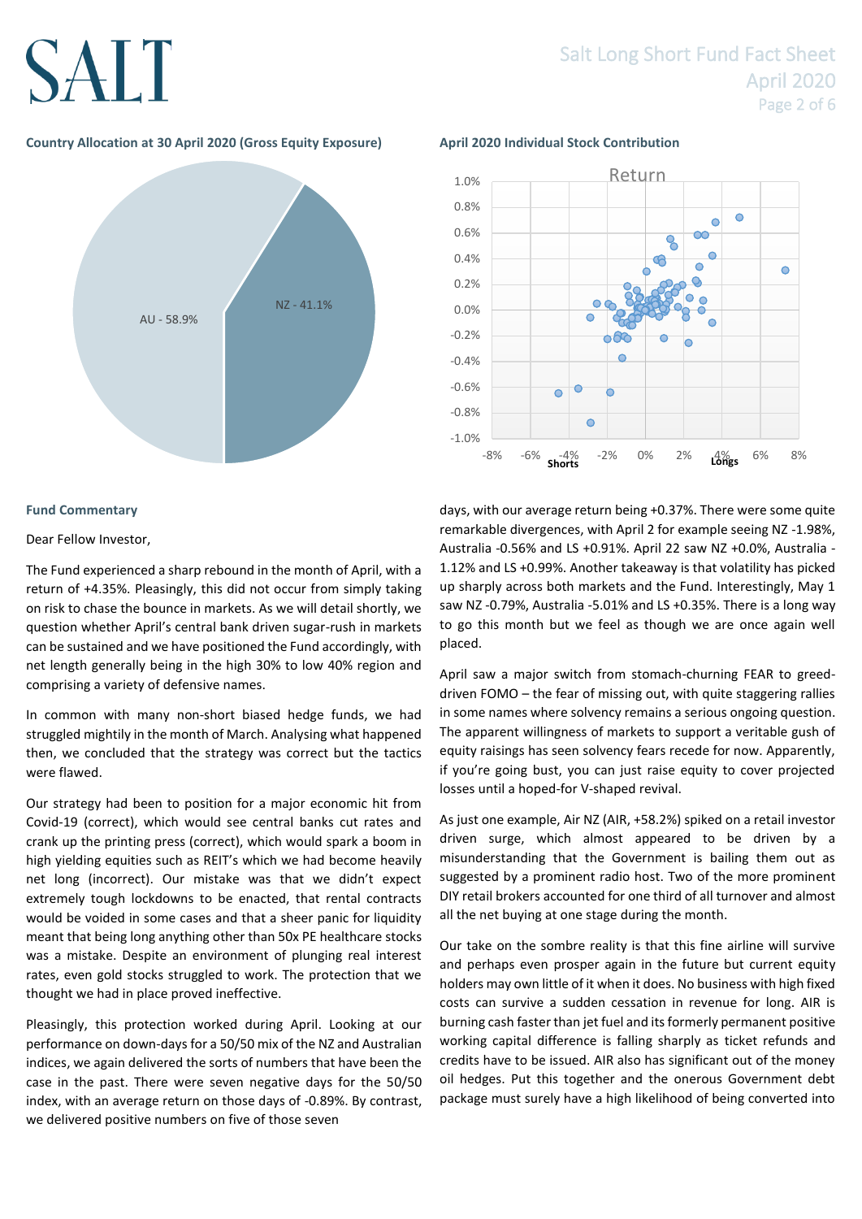**Country Allocation at 30 April 2020 (Gross Equity Exposure)**

AU - 58.9%

NZ - 41.1%

**April 2020 Individual Stock Contribution**

**Fund Commentary**

Dear Fellow Investor,

The Fund experienced a sharp rebound in the month of April, with a return of +4.35%. Pleasingly, this did not occur from simply taking on risk to chase the bounce in markets. As we will detail shortly, we question whether April's central bank driven sugar-rush in markets can be sustained and we have positioned the Fund accordingly, with net length generally being in the high 30% to low 40% region and comprising a variety of defensive names.

In common with many non-short biased hedge funds, we had struggled mightily in the month of March. Analysing what happened then, we concluded that the strategy was correct but the tactics were flawed.

Our strategy had been to position for a major economic hit from Covid-19 (correct), which would see central banks cut rates and crank up the printing press (correct), which would spark a boom in high yielding equities such as REIT's which we had become heavily net long (incorrect). Our mistake was that we didn't expect extremely tough lockdowns to be enacted, that rental contracts would be voided in some cases and that a sheer panic for liquidity meant that being long anything other than 50x PE healthcare stocks was a mistake. Despite an environment of plunging real interest rates, even gold stocks struggled to work. The protection that we thought we had in place proved ineffective.

Pleasingly, this protection worked during April. Looking at our performance on down-days for a 50/50 mix of the NZ and Australian indices, we again delivered the sorts of numbers that have been the case in the past. There were seven negative days for the 50/50 index, with an average return on those days of -0.89%. By contrast, we delivered positive numbers on five of those seven days, with our average return being +0.37%. There were some quite remarkable divergences, with April 2 for example seeing NZ -1.98%, Australia -0.56% and LS +0.91%. April 22 saw NZ +0.0%, Australia -1.12% and LS +0.99%. Another takeaway is that volatility has picked up sharply across both markets and the Fund. Interestingly, May 1 saw NZ -0.79%, Australia -5.01% and LS +0.35%. There is a long way to go this month but we feel as though we are once again well placed.

April saw a major switch from stomach-churning FEAR to greed-driven FOMO – the fear of missing out, with quite staggering rallies in some names where solvency remains a serious ongoing question. The apparent willingness of markets to support a veritable gush of equity raisings has seen solvency fears recede for now. Apparently, if you're going bust, you can just raise equity to cover projected losses until a hoped-for V-shaped revival.

As just one example, Air NZ (AIR, +58.2%) spiked on a retail investor driven surge, which almost appeared to be driven by a misunderstanding that the Government is bailing them out as suggested by a prominent radio host. Two of the more prominent DIY retail brokers accounted for one third of all turnover and almost all the net buying at one stage during the month.

Our take on the sombre reality is that this fine airline will survive and perhaps even prosper again in the future but current equity holders may own little of it when it does. No business with high fixed costs can survive a sudden cessation in revenue for long. AIR is burning cash faster than jet fuel and its formerly permanent positive working capital difference is falling sharply as ticket refunds and credits have to be issued. AIR also has significant out of the money oil hedges. Put this together and the onerous Government debt package must surely have a high likelihood of being converted into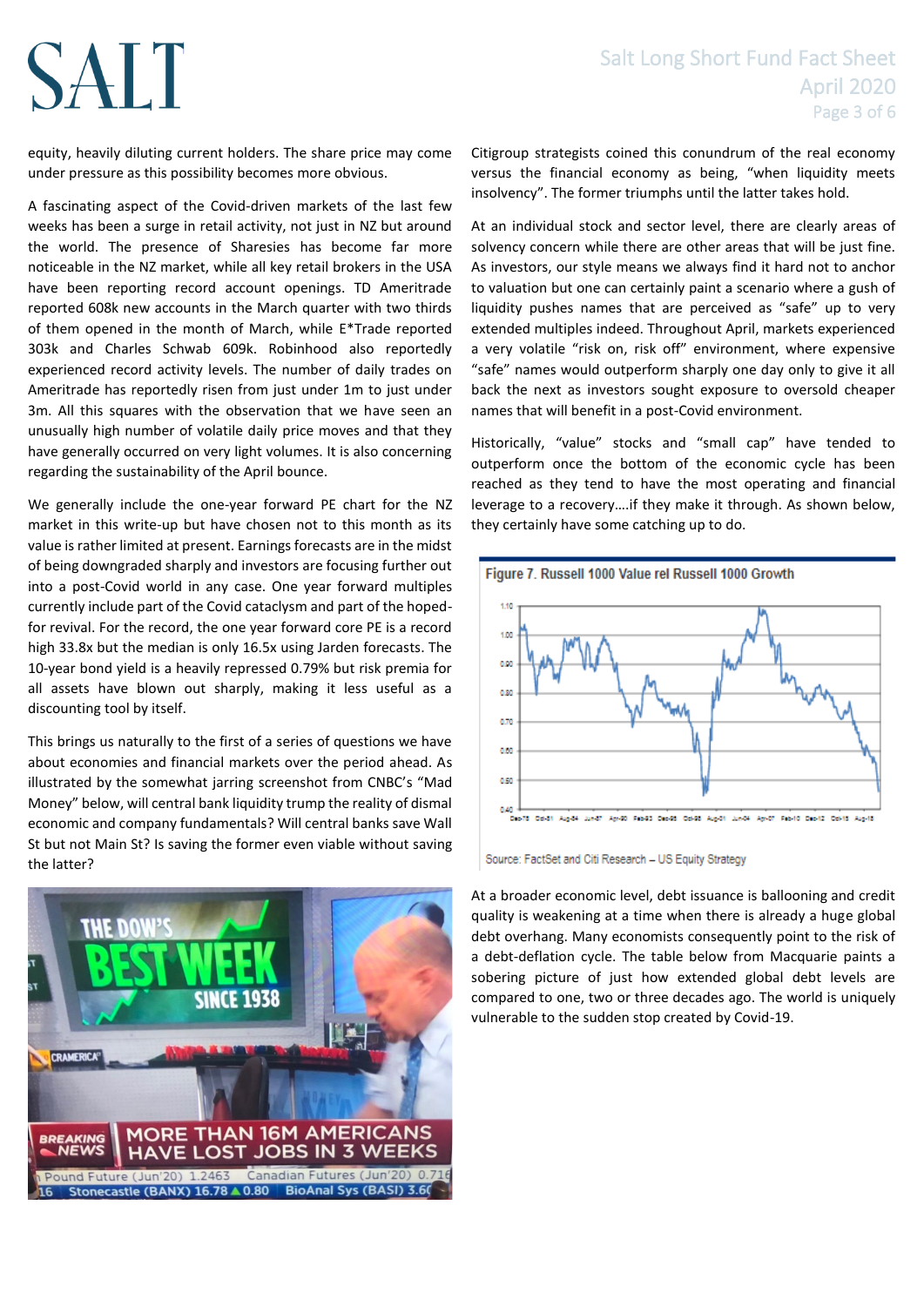equity, heavily diluting current holders. The share price may come under pressure as this possibility becomes more obvious.

A fascinating aspect of the Covid-driven markets of the last few weeks has been a surge in retail activity, not just in NZ but around the world. The presence of Sharesies has become far more noticeable in the NZ market, while all key retail brokers in the USA have been reporting record account openings. TD Ameritrade reported 608k new accounts in the March quarter with two thirds of them opened in the month of March, while E*Trade reported 303k and Charles Schwab 609k. Robinhood also reportedly experienced record activity levels. The number of daily trades on Ameritrade has reportedly risen from just under 1m to just under 3m. All this squares with the observation that we have seen an unusually high number of volatile daily price moves and that they have generally occurred on very light volumes. It is also concerning regarding the sustainability of the April bounce.

We generally include the one-year forward PE chart for the NZ market in this write-up but have chosen not to this month as its value is rather limited at present. Earnings forecasts are in the midst of being downgraded sharply and investors are focusing further out into a post-Covid world in any case. One year forward multiples currently include part of the Covid cataclysm and part of the hoped-for revival. For the record, the one year forward core PE is a record high 33.8x but the median is only 16.5x using Jarden forecasts. The 10-year bond yield is a heavily repressed 0.79% but risk premia for all assets have blown out sharply, making it less useful as a discounting tool by itself.

This brings us naturally to the first of a series of questions we have about economies and financial markets over the period ahead. As illustrated by the somewhat jarring screenshot from CNBC's "Mad Money" below, will central bank liquidity trump the reality of dismal economic and company fundamentals? Will central banks save Wall St but not Main St? Is saving the former even viable without saving the latter?

Citigroup strategists coined this conundrum of the real economy versus the financial economy as being, "when liquidity meets insolvency". The former triumphs until the latter takes hold.

At an individual stock and sector level, there are clearly areas of solvency concern while there are other areas that will be just fine. As investors, our style means we always find it hard not to anchor to valuation but one can certainly paint a scenario where a gush of liquidity pushes names that are perceived as "safe" up to very extended multiples indeed. Throughout April, markets experienced a very volatile "risk on, risk off" environment, where expensive "safe" names would outperform sharply one day only to give it all back the next as investors sought exposure to oversold cheaper names that will benefit in a post-Covid environment.

Historically, "value" stocks and "small cap" have tended to outperform once the bottom of the economic cycle has been reached as they tend to have the most operating and financial leverage to a recovery….if they make it through. As shown below, they certainly have some catching up to do.

**Figure 7. Russell 1000 Value rel Russell 1000 Growth**

Source: FactSet and Citi Research – US Equity Strategy

At a broader economic level, debt issuance is ballooning and credit quality is weakening at a time when there is already a huge global debt overhang. Many economists consequently point to the risk of a debt-deflation cycle. The table below from Macquarie paints a sobering picture of just how extended global debt levels are compared to one, two or three decades ago. The world is uniquely vulnerable to the sudden stop created by Covid-19.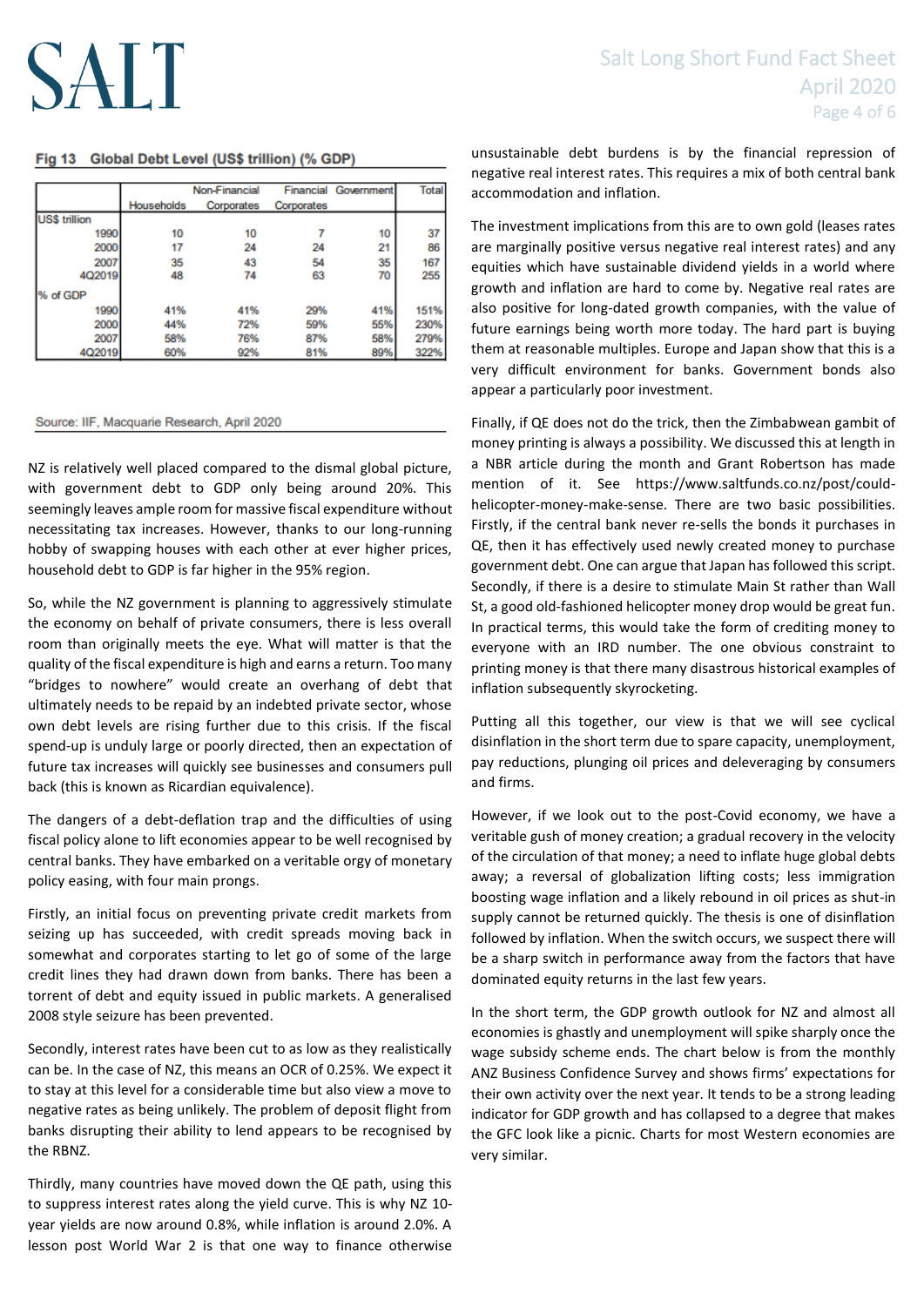**Fig 13 Global Debt Level (US$ trillion) (% GDP)**

| | Households | Non-Financial Corporates | Financial Corporates | Government | Total |
|---|---|---|---|---|---|
| **US$ trillion** | | | | | |
| 1990 | 10 | 10 | 7 | 10 | 37 |
| 2000 | 17 | 24 | 24 | 21 | 86 |
| 2007 | 35 | 43 | 54 | 35 | 167 |
| 4Q2019 | 48 | 74 | 63 | 70 | 255 |
| **% of GDP** | | | | | |
| 1990 | 41% | 41% | 29% | 41% | 151% |
| 2000 | 44% | 72% | 59% | 55% | 230% |
| 2007 | 58% | 76% | 87% | 58% | 279% |
| 4Q2019 | 60% | 92% | 81% | 89% | 322% |

Source: IIF, Macquarie Research, April 2020

NZ is relatively well placed compared to the dismal global picture, with government debt to GDP only being around 20%. This seemingly leaves ample room for massive fiscal expenditure without necessitating tax increases. However, thanks to our long-running hobby of swapping houses with each other at ever higher prices, household debt to GDP is far higher in the 95% region.

So, while the NZ government is planning to aggressively stimulate the economy on behalf of private consumers, there is less overall room than originally meets the eye. What will matter is that the quality of the fiscal expenditure is high and earns a return. Too many "bridges to nowhere" would create an overhang of debt that ultimately needs to be repaid by an indebted private sector, whose own debt levels are rising further due to this crisis. If the fiscal spend-up is unduly large or poorly directed, then an expectation of future tax increases will quickly see businesses and consumers pull back (this is known as Ricardian equivalence).

The dangers of a debt-deflation trap and the difficulties of using fiscal policy alone to lift economies appear to be well recognised by central banks. They have embarked on a veritable orgy of monetary policy easing, with four main prongs.

Firstly, an initial focus on preventing private credit markets from seizing up has succeeded, with credit spreads moving back in somewhat and corporates starting to let go of some of the large credit lines they had drawn down from banks. There has been a torrent of debt and equity issued in public markets. A generalised 2008 style seizure has been prevented.

Secondly, interest rates have been cut to as low as they realistically can be. In the case of NZ, this means an OCR of 0.25%. We expect it to stay at this level for a considerable time but also view a move to negative rates as being unlikely. The problem of deposit flight from banks disrupting their ability to lend appears to be recognised by the RBNZ.

Thirdly, many countries have moved down the QE path, using this to suppress interest rates along the yield curve. This is why NZ 10-year yields are now around 0.8%, while inflation is around 2.0%. A lesson post World War 2 is that one way to finance otherwise unsustainable debt burdens is by the financial repression of negative real interest rates. This requires a mix of both central bank accommodation and inflation.

The investment implications from this are to own gold (leases rates are marginally positive versus negative real interest rates) and any equities which have sustainable dividend yields in a world where growth and inflation are hard to come by. Negative real rates are also positive for long-dated growth companies, with the value of future earnings being worth more today. The hard part is buying them at reasonable multiples. Europe and Japan show that this is a very difficult environment for banks. Government bonds also appear a particularly poor investment.

Finally, if QE does not do the trick, then the Zimbabwean gambit of money printing is always a possibility. We discussed this at length in a NBR article during the month and Grant Robertson has made mention of it. See https://www.saltfunds.co.nz/post/could-helicopter-money-make-sense. There are two basic possibilities. Firstly, if the central bank never re-sells the bonds it purchases in QE, then it has effectively used newly created money to purchase government debt. One can argue that Japan has followed this script. Secondly, if there is a desire to stimulate Main St rather than Wall St, a good old-fashioned helicopter money drop would be great fun. In practical terms, this would take the form of crediting money to everyone with an IRD number. The one obvious constraint to printing money is that there many disastrous historical examples of inflation subsequently skyrocketing.

Putting all this together, our view is that we will see cyclical disinflation in the short term due to spare capacity, unemployment, pay reductions, plunging oil prices and deleveraging by consumers and firms.

However, if we look out to the post-Covid economy, we have a veritable gush of money creation; a gradual recovery in the velocity of the circulation of that money; a need to inflate huge global debts away; a reversal of globalization lifting costs; less immigration boosting wage inflation and a likely rebound in oil prices as shut-in supply cannot be returned quickly. The thesis is one of disinflation followed by inflation. When the switch occurs, we suspect there will be a sharp switch in performance away from the factors that have dominated equity returns in the last few years.

In the short term, the GDP growth outlook for NZ and almost all economies is ghastly and unemployment will spike sharply once the wage subsidy scheme ends. The chart below is from the monthly ANZ Business Confidence Survey and shows firms' expectations for their own activity over the next year. It tends to be a strong leading indicator for GDP growth and has collapsed to a degree that makes the GFC look like a picnic. Charts for most Western economies are very similar.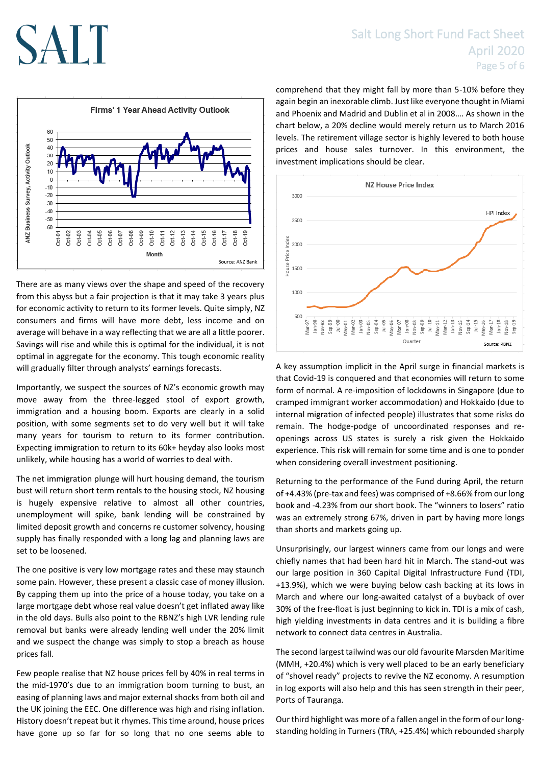There are as many views over the shape and speed of the recovery from this abyss but a fair projection is that it may take 3 years plus for economic activity to return to its former levels. Quite simply, NZ consumers and firms will have more debt, less income and on average will behave in a way reflecting that we are all a little poorer. Savings will rise and while this is optimal for the individual, it is not optimal in aggregate for the economy. This tough economic reality will gradually filter through analysts' earnings forecasts.

Importantly, we suspect the sources of NZ's economic growth may move away from the three-legged stool of export growth, immigration and a housing boom. Exports are clearly in a solid position, with some segments set to do very well but it will take many years for tourism to return to its former contribution. Expecting immigration to return to its 60k+ heyday also looks most unlikely, while housing has a world of worries to deal with.

The net immigration plunge will hurt housing demand, the tourism bust will return short term rentals to the housing stock, NZ housing is hugely expensive relative to almost all other countries, unemployment will spike, bank lending will be constrained by limited deposit growth and concerns re customer solvency, housing supply has finally responded with a long lag and planning laws are set to be loosened.

The one positive is very low mortgage rates and these may staunch some pain. However, these present a classic case of money illusion. By capping them up into the price of a house today, you take on a large mortgage debt whose real value doesn't get inflated away like in the old days. Bulls also point to the RBNZ's high LVR lending rule removal but banks were already lending well under the 20% limit and we suspect the change was simply to stop a breach as house prices fall.

Few people realise that NZ house prices fell by 40% in real terms in the mid-1970's due to an immigration boom turning to bust, an easing of planning laws and major external shocks from both oil and the UK joining the EEC. One difference was high and rising inflation. History doesn't repeat but it rhymes. This time around, house prices have gone up so far for so long that no one seems able to comprehend that they might fall by more than 5-10% before they again begin an inexorable climb. Just like everyone thought in Miami and Phoenix and Madrid and Dublin et al in 2008…. As shown in the chart below, a 20% decline would merely return us to March 2016 levels. The retirement village sector is highly levered to both house prices and house sales turnover. In this environment, the investment implications should be clear.

A key assumption implicit in the April surge in financial markets is that Covid-19 is conquered and that economies will return to some form of normal. A re-imposition of lockdowns in Singapore (due to cramped immigrant worker accommodation) and Hokkaido (due to internal migration of infected people) illustrates that some risks do remain. The hodge-podge of uncoordinated responses and re-openings across US states is surely a risk given the Hokkaido experience. This risk will remain for some time and is one to ponder when considering overall investment positioning.

Returning to the performance of the Fund during April, the return of +4.43% (pre-tax and fees) was comprised of +8.66% from our long book and -4.23% from our short book. The "winners to losers" ratio was an extremely strong 67%, driven in part by having more longs than shorts and markets going up.

Unsurprisingly, our largest winners came from our longs and were chiefly names that had been hard hit in March. The stand-out was our large position in 360 Capital Digital Infrastructure Fund (TDI, +13.9%), which we were buying below cash backing at its lows in March and where our long-awaited catalyst of a buyback of over 30% of the free-float is just beginning to kick in. TDI is a mix of cash, high yielding investments in data centres and it is building a fibre network to connect data centres in Australia.

The second largest tailwind was our old favourite Marsden Maritime (MMH, +20.4%) which is very well placed to be an early beneficiary of "shovel ready" projects to revive the NZ economy. A resumption in log exports will also help and this has seen strength in their peer, Ports of Tauranga.

Our third highlight was more of a fallen angel in the form of our long-standing holding in Turners (TRA, +25.4%) which rebounded sharply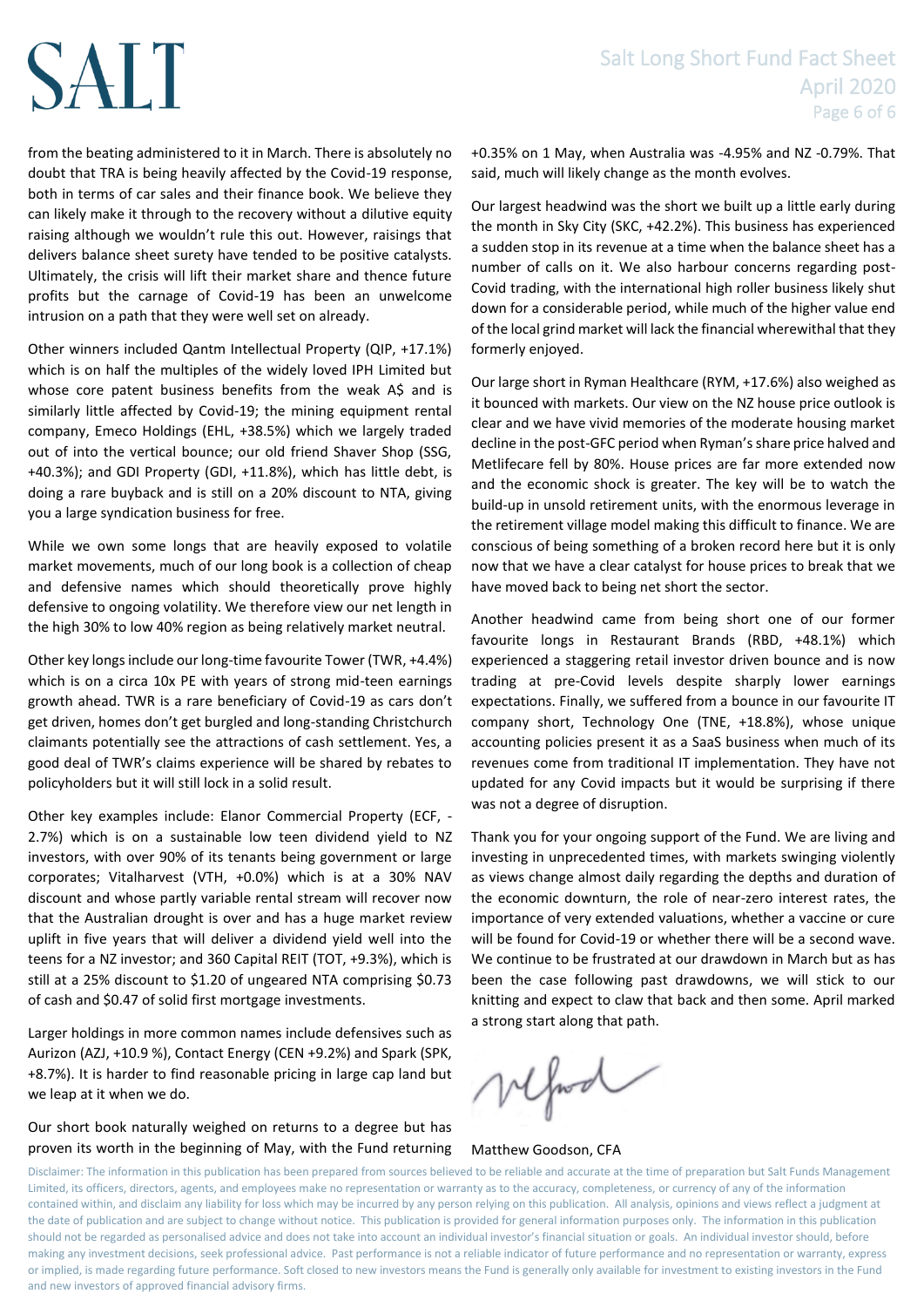from the beating administered to it in March. There is absolutely no doubt that TRA is being heavily affected by the Covid-19 response, both in terms of car sales and their finance book. We believe they can likely make it through to the recovery without a dilutive equity raising although we wouldn't rule this out. However, raisings that delivers balance sheet surety have tended to be positive catalysts. Ultimately, the crisis will lift their market share and thence future profits but the carnage of Covid-19 has been an unwelcome intrusion on a path that they were well set on already.

Other winners included Qantm Intellectual Property (QIP, +17.1%) which is on half the multiples of the widely loved IPH Limited but whose core patent business benefits from the weak A$ and is similarly little affected by Covid-19; the mining equipment rental company, Emeco Holdings (EHL, +38.5%) which we largely traded out of into the vertical bounce; our old friend Shaver Shop (SSG, +40.3%); and GDI Property (GDI, +11.8%), which has little debt, is doing a rare buyback and is still on a 20% discount to NTA, giving you a large syndication business for free.

While we own some longs that are heavily exposed to volatile market movements, much of our long book is a collection of cheap and defensive names which should theoretically prove highly defensive to ongoing volatility. We therefore view our net length in the high 30% to low 40% region as being relatively market neutral.

Other key longs include our long-time favourite Tower (TWR, +4.4%) which is on a circa 10x PE with years of strong mid-teen earnings growth ahead. TWR is a rare beneficiary of Covid-19 as cars don't get driven, homes don't get burgled and long-standing Christchurch claimants potentially see the attractions of cash settlement. Yes, a good deal of TWR's claims experience will be shared by rebates to policyholders but it will still lock in a solid result.

Other key examples include: Elanor Commercial Property (ECF, -2.7%) which is on a sustainable low teen dividend yield to NZ investors, with over 90% of its tenants being government or large corporates; Vitalharvest (VTH, +0.0%) which is at a 30% NAV discount and whose partly variable rental stream will recover now that the Australian drought is over and has a huge market review uplift in five years that will deliver a dividend yield well into the teens for a NZ investor; and 360 Capital REIT (TOT, +9.3%), which is still at a 25% discount to $1.20 of ungeared NTA comprising $0.73 of cash and $0.47 of solid first mortgage investments.

Larger holdings in more common names include defensives such as Aurizon (AZJ, +10.9 %), Contact Energy (CEN +9.2%) and Spark (SPK, +8.7%). It is harder to find reasonable pricing in large cap land but we leap at it when we do.

Our short book naturally weighed on returns to a degree but has proven its worth in the beginning of May, with the Fund returning +0.35% on 1 May, when Australia was -4.95% and NZ -0.79%. That said, much will likely change as the month evolves.

Our largest headwind was the short we built up a little early during the month in Sky City (SKC, +42.2%). This business has experienced a sudden stop in its revenue at a time when the balance sheet has a number of calls on it. We also harbour concerns regarding post-Covid trading, with the international high roller business likely shut down for a considerable period, while much of the higher value end of the local grind market will lack the financial wherewithal that they formerly enjoyed.

Our large short in Ryman Healthcare (RYM, +17.6%) also weighed as it bounced with markets. Our view on the NZ house price outlook is clear and we have vivid memories of the moderate housing market decline in the post-GFC period when Ryman's share price halved and Metlifecare fell by 80%. House prices are far more extended now and the economic shock is greater. The key will be to watch the build-up in unsold retirement units, with the enormous leverage in the retirement village model making this difficult to finance. We are conscious of being something of a broken record here but it is only now that we have a clear catalyst for house prices to break that we have moved back to being net short the sector.

Another headwind came from being short one of our former favourite longs in Restaurant Brands (RBD, +48.1%) which experienced a staggering retail investor driven bounce and is now trading at pre-Covid levels despite sharply lower earnings expectations. Finally, we suffered from a bounce in our favourite IT company short, Technology One (TNE, +18.8%), whose unique accounting policies present it as a SaaS business when much of its revenues come from traditional IT implementation. They have not updated for any Covid impacts but it would be surprising if there was not a degree of disruption.

Thank you for your ongoing support of the Fund. We are living and investing in unprecedented times, with markets swinging violently as views change almost daily regarding the depths and duration of the economic downturn, the role of near-zero interest rates, the importance of very extended valuations, whether a vaccine or cure will be found for Covid-19 or whether there will be a second wave. We continue to be frustrated at our drawdown in March but as has been the case following past drawdowns, we will stick to our knitting and expect to claw that back and then some. April marked a strong start along that path.

Matthew Goodson, CFA

Disclaimer: The information in this publication has been prepared from sources believed to be reliable and accurate at the time of preparation but Salt Funds Management Limited, its officers, directors, agents, and employees make no representation or warranty as to the accuracy, completeness, or currency of any of the information contained within, and disclaim any liability for loss which may be incurred by any person relying on this publication. All analysis, opinions and views reflect a judgment at the date of publication and are subject to change without notice. This publication is provided for general information purposes only. The information in this publication should not be regarded as personalised advice and does not take into account an individual investor's financial situation or goals. An individual investor should, before making any investment decisions, seek professional advice. Past performance is not a reliable indicator of future performance and no representation or warranty, express or implied, is made regarding future performance. Soft closed to new investors means the Fund is generally only available for investment to existing investors in the Fund and new investors of approved financial advisory firms.